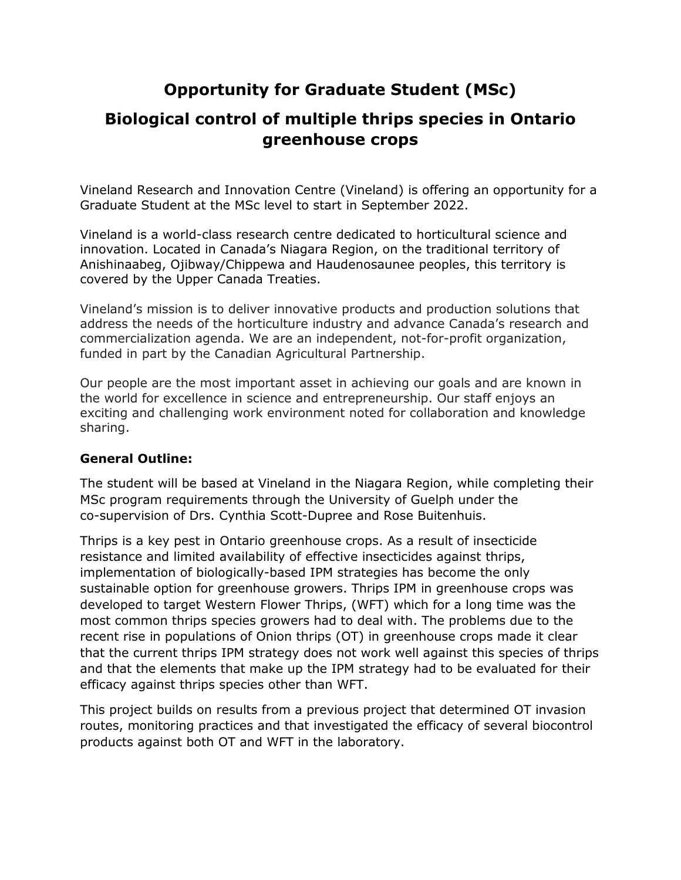# Opportunity for Graduate Student (MSc)

# Biological control of multiple thrips species in Ontario greenhouse crops

Vineland Research and Innovation Centre (Vineland) is offering an opportunity for a Graduate Student at the MSc level to start in September 2022.

Vineland is a world-class research centre dedicated to horticultural science and innovation. Located in Canada's Niagara Region, on the traditional territory of Anishinaabeg, Ojibway/Chippewa and Haudenosaunee peoples, this territory is covered by the Upper Canada Treaties.

Vineland's mission is to deliver innovative products and production solutions that address the needs of the horticulture industry and advance Canada's research and commercialization agenda. We are an independent, not-for-profit organization, funded in part by the Canadian Agricultural Partnership.

Our people are the most important asset in achieving our goals and are known in the world for excellence in science and entrepreneurship. Our staff enjoys an exciting and challenging work environment noted for collaboration and knowledge sharing.

### General Outline:

The student will be based at Vineland in the Niagara Region, while completing their MSc program requirements through the University of Guelph under the co-supervision of Drs. Cynthia Scott-Dupree and Rose Buitenhuis.

Thrips is a key pest in Ontario greenhouse crops. As a result of insecticide resistance and limited availability of effective insecticides against thrips, implementation of biologically-based IPM strategies has become the only sustainable option for greenhouse growers. Thrips IPM in greenhouse crops was developed to target Western Flower Thrips, (WFT) which for a long time was the most common thrips species growers had to deal with. The problems due to the recent rise in populations of Onion thrips (OT) in greenhouse crops made it clear that the current thrips IPM strategy does not work well against this species of thrips and that the elements that make up the IPM strategy had to be evaluated for their efficacy against thrips species other than WFT.

This project builds on results from a previous project that determined OT invasion routes, monitoring practices and that investigated the efficacy of several biocontrol products against both OT and WFT in the laboratory.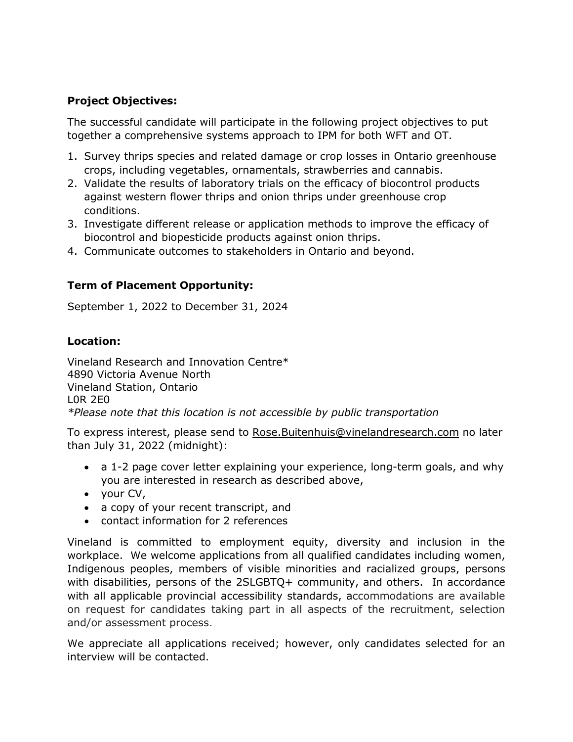**Project Objectives:**

The successful candidate will participate in the following project objectives to put together a comprehensive systems approach to IPM for both WFT and OT.

1. Survey thrips species and related damage or crop losses in Ontario greenhouse crops, including vegetables, ornamentals, strawberries and cannabis.
2. Validate the results of laboratory trials on the efficacy of biocontrol products against western flower thrips and onion thrips under greenhouse crop conditions.
3. Investigate different release or application methods to improve the efficacy of biocontrol and biopesticide products against onion thrips.
4. Communicate outcomes to stakeholders in Ontario and beyond.

**Term of Placement Opportunity:**

September 1, 2022 to December 31, 2024

**Location:**

Vineland Research and Innovation Centre*
4890 Victoria Avenue North
Vineland Station, Ontario
L0R 2E0
*\*Please note that this location is not accessible by public transportation*

To express interest, please send to Rose.Buitenhuis@vinelandresearch.com no later than July 31, 2022 (midnight):

- a 1-2 page cover letter explaining your experience, long-term goals, and why you are interested in research as described above,
- your CV,
- a copy of your recent transcript, and
- contact information for 2 references

Vineland is committed to employment equity, diversity and inclusion in the workplace. We welcome applications from all qualified candidates including women, Indigenous peoples, members of visible minorities and racialized groups, persons with disabilities, persons of the 2SLGBTQ+ community, and others. In accordance with all applicable provincial accessibility standards, accommodations are available on request for candidates taking part in all aspects of the recruitment, selection and/or assessment process.

We appreciate all applications received; however, only candidates selected for an interview will be contacted.